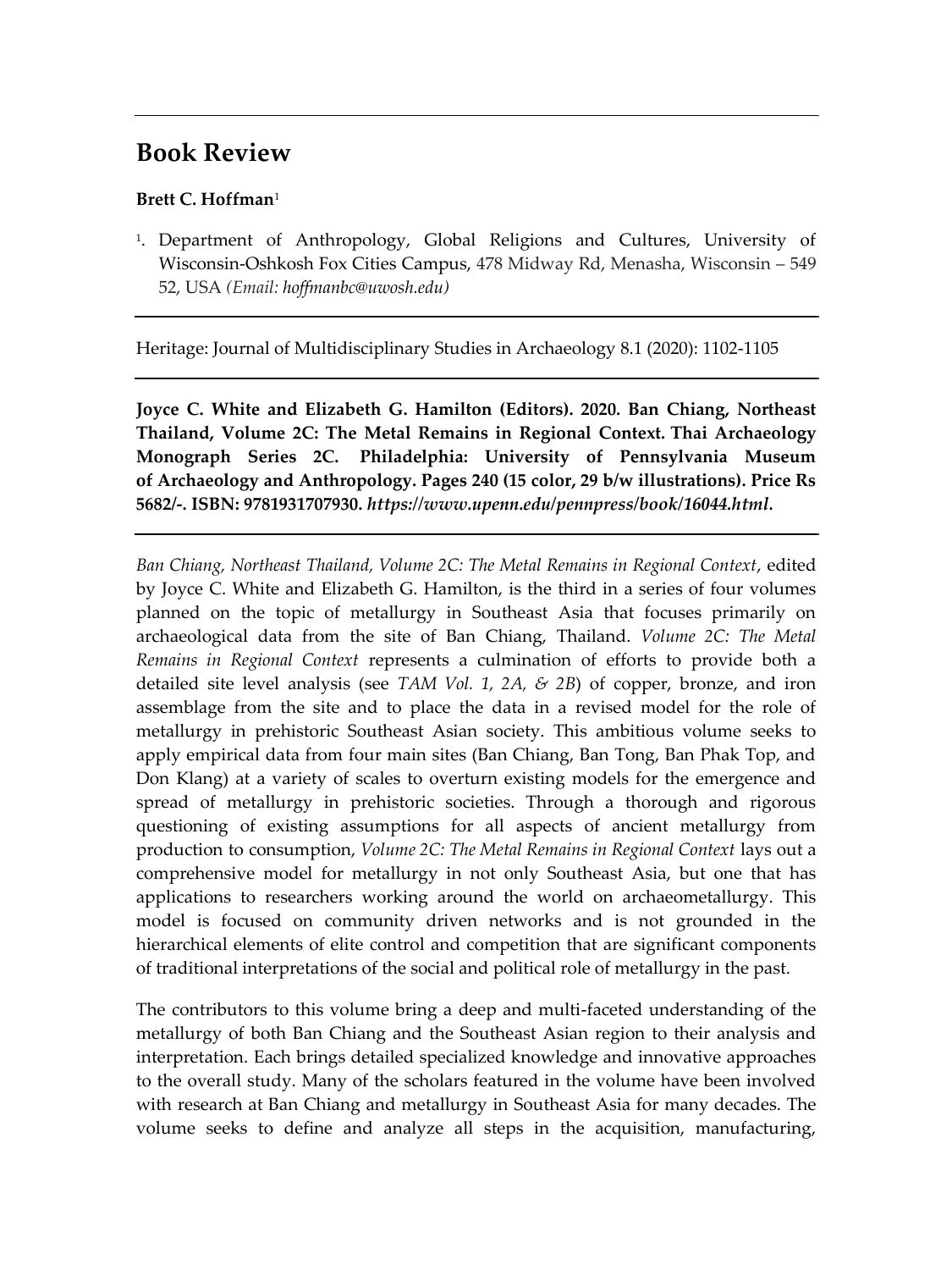# Book Review

**Brett C. Hoffman**[1]

[1]. Department of Anthropology, Global Religions and Cultures, University of Wisconsin-Oshkosh Fox Cities Campus, 478 Midway Rd, Menasha, Wisconsin – 549 52, USA *(Email: hoffmanbc@uwosh.edu)*

---

Heritage: Journal of Multidisciplinary Studies in Archaeology 8.1 (2020): 1102-1105

---

**Joyce C. White and Elizabeth G. Hamilton (Editors). 2020. Ban Chiang, Northeast Thailand, Volume 2C: The Metal Remains in Regional Context. Thai Archaeology Monograph Series 2C. Philadelphia: University of Pennsylvania Museum of Archaeology and Anthropology. Pages 240 (15 color, 29 b/w illustrations). Price Rs 5682/-. ISBN: 9781931707930.** ***https://www.upenn.edu/pennpress/book/16044.html.***

---

*Ban Chiang, Northeast Thailand, Volume 2C: The Metal Remains in Regional Context*, edited by Joyce C. White and Elizabeth G. Hamilton, is the third in a series of four volumes planned on the topic of metallurgy in Southeast Asia that focuses primarily on archaeological data from the site of Ban Chiang, Thailand. *Volume 2C: The Metal Remains in Regional Context* represents a culmination of efforts to provide both a detailed site level analysis (see *TAM Vol. 1, 2A, & 2B*) of copper, bronze, and iron assemblage from the site and to place the data in a revised model for the role of metallurgy in prehistoric Southeast Asian society. This ambitious volume seeks to apply empirical data from four main sites (Ban Chiang, Ban Tong, Ban Phak Top, and Don Klang) at a variety of scales to overturn existing models for the emergence and spread of metallurgy in prehistoric societies. Through a thorough and rigorous questioning of existing assumptions for all aspects of ancient metallurgy from production to consumption, *Volume 2C: The Metal Remains in Regional Context* lays out a comprehensive model for metallurgy in not only Southeast Asia, but one that has applications to researchers working around the world on archaeometallurgy. This model is focused on community driven networks and is not grounded in the hierarchical elements of elite control and competition that are significant components of traditional interpretations of the social and political role of metallurgy in the past.

The contributors to this volume bring a deep and multi-faceted understanding of the metallurgy of both Ban Chiang and the Southeast Asian region to their analysis and interpretation. Each brings detailed specialized knowledge and innovative approaches to the overall study. Many of the scholars featured in the volume have been involved with research at Ban Chiang and metallurgy in Southeast Asia for many decades. The volume seeks to define and analyze all steps in the acquisition, manufacturing,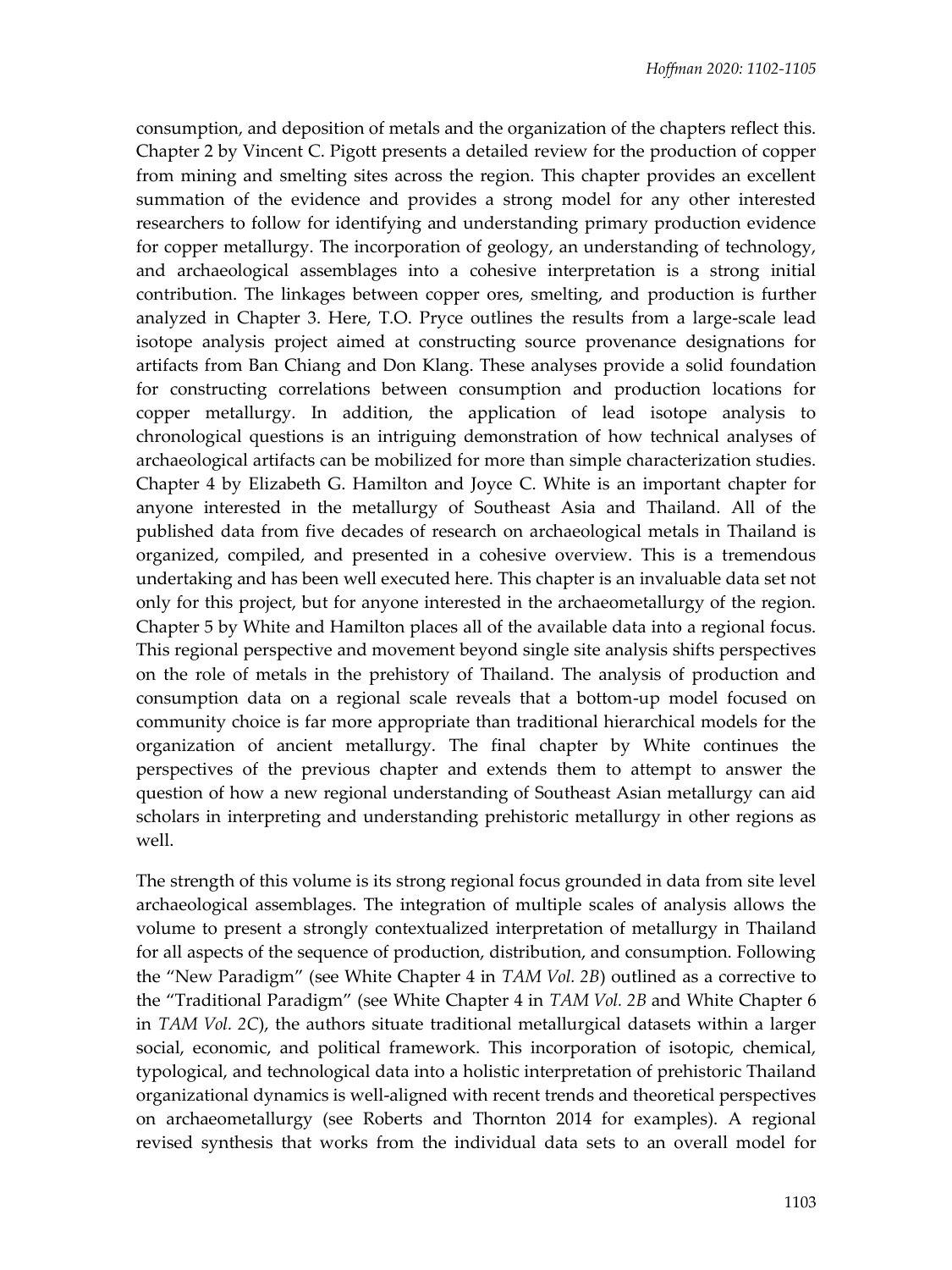consumption, and deposition of metals and the organization of the chapters reflect this. Chapter 2 by Vincent C. Pigott presents a detailed review for the production of copper from mining and smelting sites across the region. This chapter provides an excellent summation of the evidence and provides a strong model for any other interested researchers to follow for identifying and understanding primary production evidence for copper metallurgy. The incorporation of geology, an understanding of technology, and archaeological assemblages into a cohesive interpretation is a strong initial contribution. The linkages between copper ores, smelting, and production is further analyzed in Chapter 3. Here, T.O. Pryce outlines the results from a large-scale lead isotope analysis project aimed at constructing source provenance designations for artifacts from Ban Chiang and Don Klang. These analyses provide a solid foundation for constructing correlations between consumption and production locations for copper metallurgy. In addition, the application of lead isotope analysis to chronological questions is an intriguing demonstration of how technical analyses of archaeological artifacts can be mobilized for more than simple characterization studies. Chapter 4 by Elizabeth G. Hamilton and Joyce C. White is an important chapter for anyone interested in the metallurgy of Southeast Asia and Thailand. All of the published data from five decades of research on archaeological metals in Thailand is organized, compiled, and presented in a cohesive overview. This is a tremendous undertaking and has been well executed here. This chapter is an invaluable data set not only for this project, but for anyone interested in the archaeometallurgy of the region. Chapter 5 by White and Hamilton places all of the available data into a regional focus. This regional perspective and movement beyond single site analysis shifts perspectives on the role of metals in the prehistory of Thailand. The analysis of production and consumption data on a regional scale reveals that a bottom-up model focused on community choice is far more appropriate than traditional hierarchical models for the organization of ancient metallurgy. The final chapter by White continues the perspectives of the previous chapter and extends them to attempt to answer the question of how a new regional understanding of Southeast Asian metallurgy can aid scholars in interpreting and understanding prehistoric metallurgy in other regions as well.

The strength of this volume is its strong regional focus grounded in data from site level archaeological assemblages. The integration of multiple scales of analysis allows the volume to present a strongly contextualized interpretation of metallurgy in Thailand for all aspects of the sequence of production, distribution, and consumption. Following the "New Paradigm" (see White Chapter 4 in *TAM Vol. 2B*) outlined as a corrective to the "Traditional Paradigm" (see White Chapter 4 in *TAM Vol. 2B* and White Chapter 6 in *TAM Vol. 2C*), the authors situate traditional metallurgical datasets within a larger social, economic, and political framework. This incorporation of isotopic, chemical, typological, and technological data into a holistic interpretation of prehistoric Thailand organizational dynamics is well-aligned with recent trends and theoretical perspectives on archaeometallurgy (see Roberts and Thornton 2014 for examples). A regional revised synthesis that works from the individual data sets to an overall model for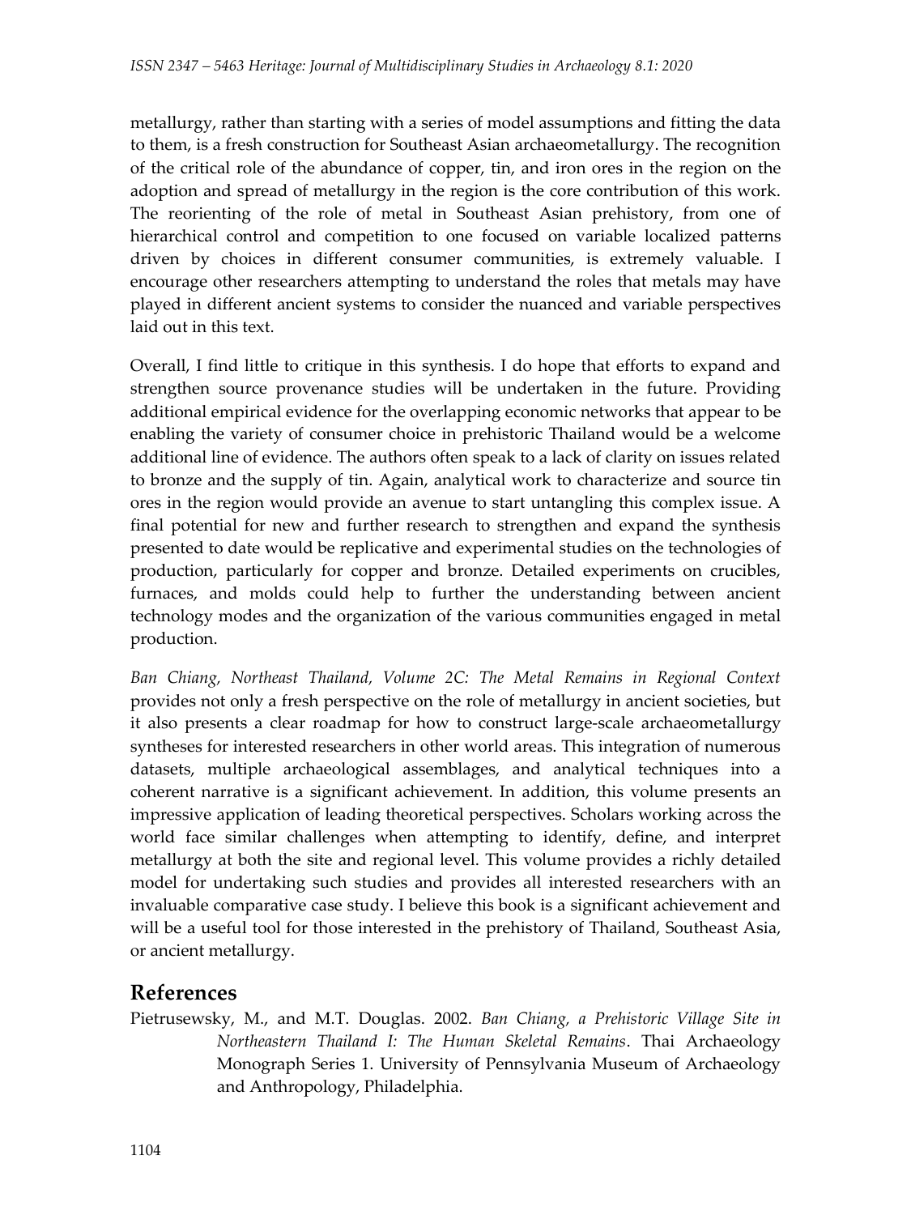metallurgy, rather than starting with a series of model assumptions and fitting the data to them, is a fresh construction for Southeast Asian archaeometallurgy. The recognition of the critical role of the abundance of copper, tin, and iron ores in the region on the adoption and spread of metallurgy in the region is the core contribution of this work. The reorienting of the role of metal in Southeast Asian prehistory, from one of hierarchical control and competition to one focused on variable localized patterns driven by choices in different consumer communities, is extremely valuable. I encourage other researchers attempting to understand the roles that metals may have played in different ancient systems to consider the nuanced and variable perspectives laid out in this text.

Overall, I find little to critique in this synthesis. I do hope that efforts to expand and strengthen source provenance studies will be undertaken in the future. Providing additional empirical evidence for the overlapping economic networks that appear to be enabling the variety of consumer choice in prehistoric Thailand would be a welcome additional line of evidence. The authors often speak to a lack of clarity on issues related to bronze and the supply of tin. Again, analytical work to characterize and source tin ores in the region would provide an avenue to start untangling this complex issue. A final potential for new and further research to strengthen and expand the synthesis presented to date would be replicative and experimental studies on the technologies of production, particularly for copper and bronze. Detailed experiments on crucibles, furnaces, and molds could help to further the understanding between ancient technology modes and the organization of the various communities engaged in metal production.

*Ban Chiang, Northeast Thailand, Volume 2C: The Metal Remains in Regional Context* provides not only a fresh perspective on the role of metallurgy in ancient societies, but it also presents a clear roadmap for how to construct large-scale archaeometallurgy syntheses for interested researchers in other world areas. This integration of numerous datasets, multiple archaeological assemblages, and analytical techniques into a coherent narrative is a significant achievement. In addition, this volume presents an impressive application of leading theoretical perspectives. Scholars working across the world face similar challenges when attempting to identify, define, and interpret metallurgy at both the site and regional level. This volume provides a richly detailed model for undertaking such studies and provides all interested researchers with an invaluable comparative case study. I believe this book is a significant achievement and will be a useful tool for those interested in the prehistory of Thailand, Southeast Asia, or ancient metallurgy.

## References

Pietrusewsky, M., and M.T. Douglas. 2002. *Ban Chiang, a Prehistoric Village Site in Northeastern Thailand I: The Human Skeletal Remains*. Thai Archaeology Monograph Series 1. University of Pennsylvania Museum of Archaeology and Anthropology, Philadelphia.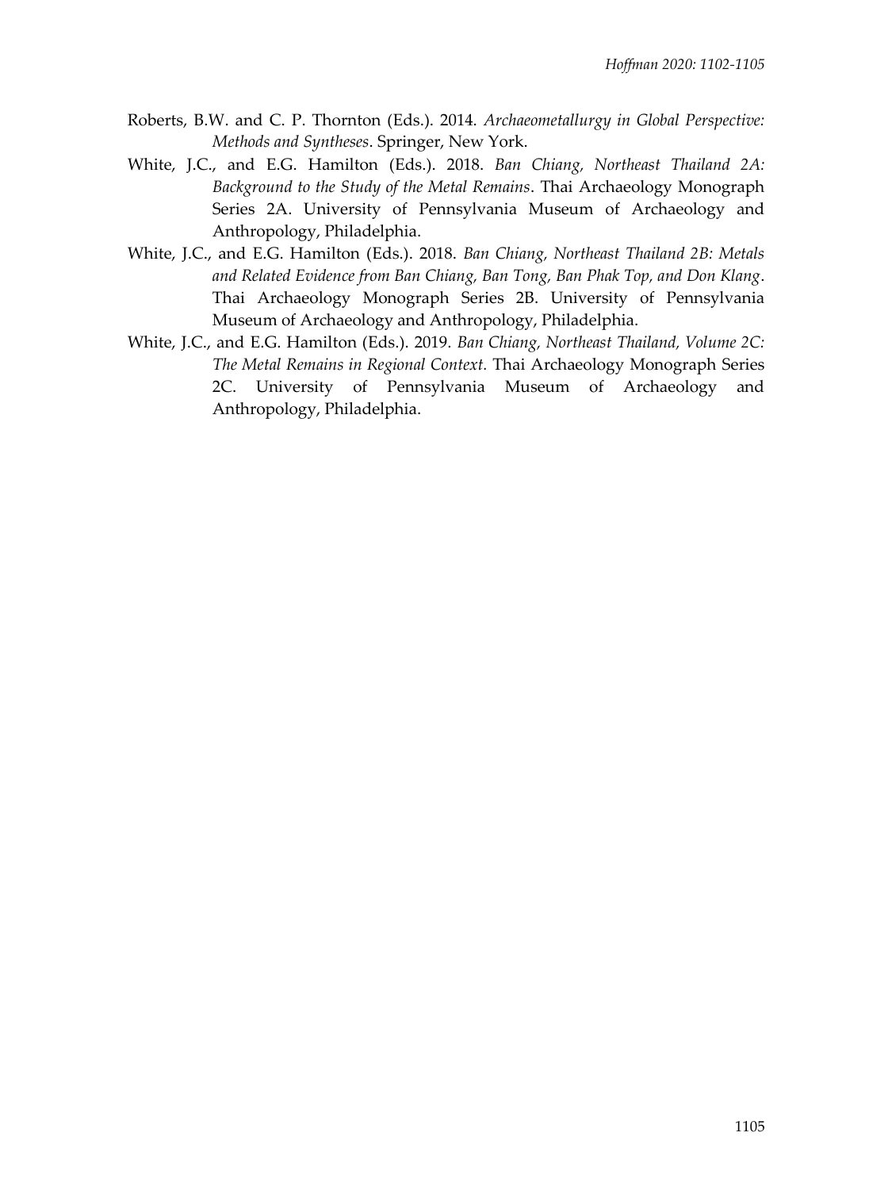Roberts, B.W. and C. P. Thornton (Eds.). 2014. *Archaeometallurgy in Global Perspective: Methods and Syntheses*. Springer, New York.

White, J.C., and E.G. Hamilton (Eds.). 2018. *Ban Chiang, Northeast Thailand 2A: Background to the Study of the Metal Remains*. Thai Archaeology Monograph Series 2A. University of Pennsylvania Museum of Archaeology and Anthropology, Philadelphia.

White, J.C., and E.G. Hamilton (Eds.). 2018. *Ban Chiang, Northeast Thailand 2B: Metals and Related Evidence from Ban Chiang, Ban Tong, Ban Phak Top, and Don Klang*. Thai Archaeology Monograph Series 2B. University of Pennsylvania Museum of Archaeology and Anthropology, Philadelphia.

White, J.C., and E.G. Hamilton (Eds.). 2019. *Ban Chiang, Northeast Thailand, Volume 2C: The Metal Remains in Regional Context.* Thai Archaeology Monograph Series 2C. University of Pennsylvania Museum of Archaeology and Anthropology, Philadelphia.